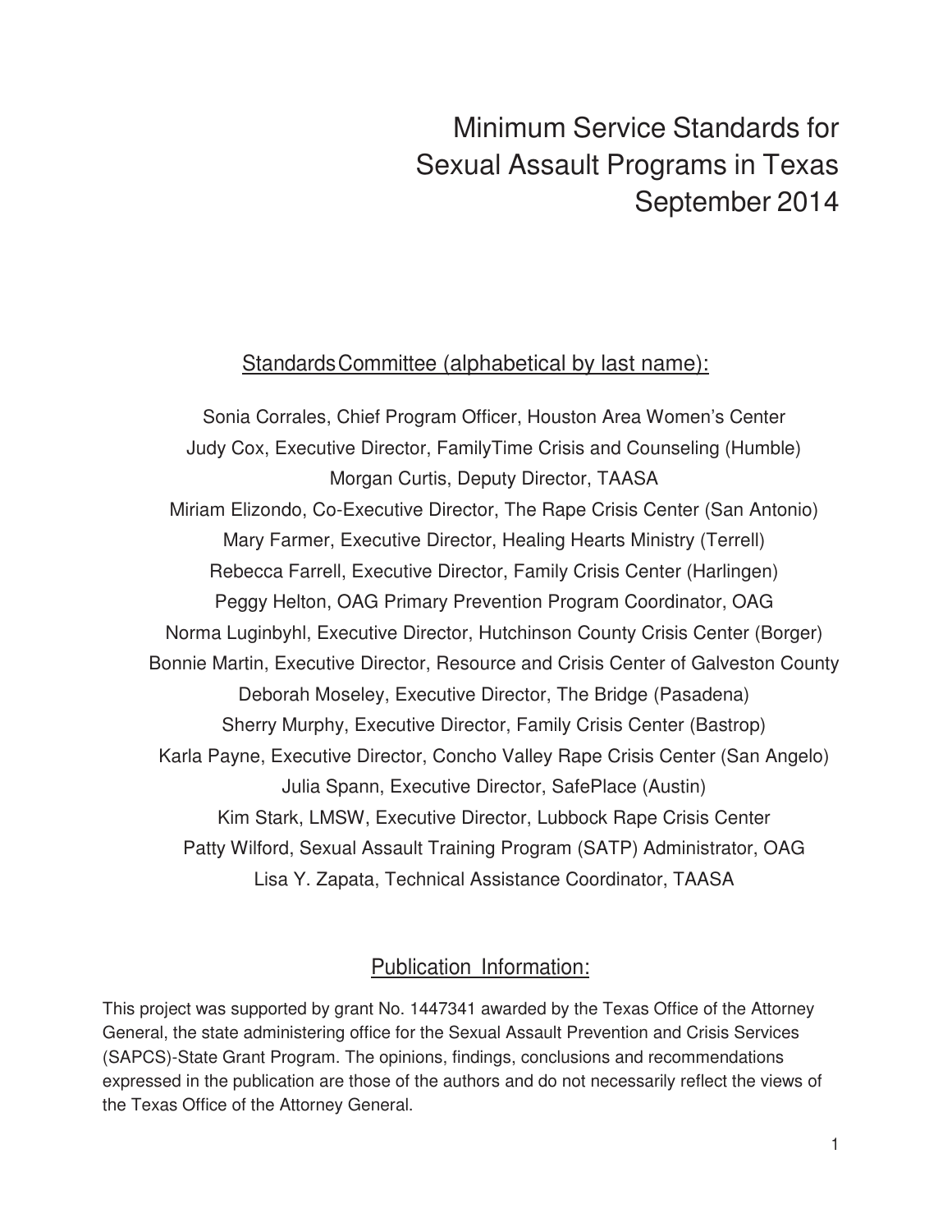# Minimum Service Standards for Sexual Assault Programs in Texas September 2014

## Standards Committee (alphabetical by last name):

Sonia Corrales, Chief Program Officer, Houston Area Women's Center
Judy Cox, Executive Director, FamilyTime Crisis and Counseling (Humble)
Morgan Curtis, Deputy Director, TAASA
Miriam Elizondo, Co-Executive Director, The Rape Crisis Center (San Antonio)
Mary Farmer, Executive Director, Healing Hearts Ministry (Terrell)
Rebecca Farrell, Executive Director, Family Crisis Center (Harlingen)
Peggy Helton, OAG Primary Prevention Program Coordinator, OAG
Norma Luginbyhl, Executive Director, Hutchinson County Crisis Center (Borger)
Bonnie Martin, Executive Director, Resource and Crisis Center of Galveston County
Deborah Moseley, Executive Director, The Bridge (Pasadena)
Sherry Murphy, Executive Director, Family Crisis Center (Bastrop)
Karla Payne, Executive Director, Concho Valley Rape Crisis Center (San Angelo)
Julia Spann, Executive Director, SafePlace (Austin)
Kim Stark, LMSW, Executive Director, Lubbock Rape Crisis Center
Patty Wilford, Sexual Assault Training Program (SATP) Administrator, OAG
Lisa Y. Zapata, Technical Assistance Coordinator, TAASA

## Publication Information:

This project was supported by grant No. 1447341 awarded by the Texas Office of the Attorney General, the state administering office for the Sexual Assault Prevention and Crisis Services (SAPCS)-State Grant Program. The opinions, findings, conclusions and recommendations expressed in the publication are those of the authors and do not necessarily reflect the views of the Texas Office of the Attorney General.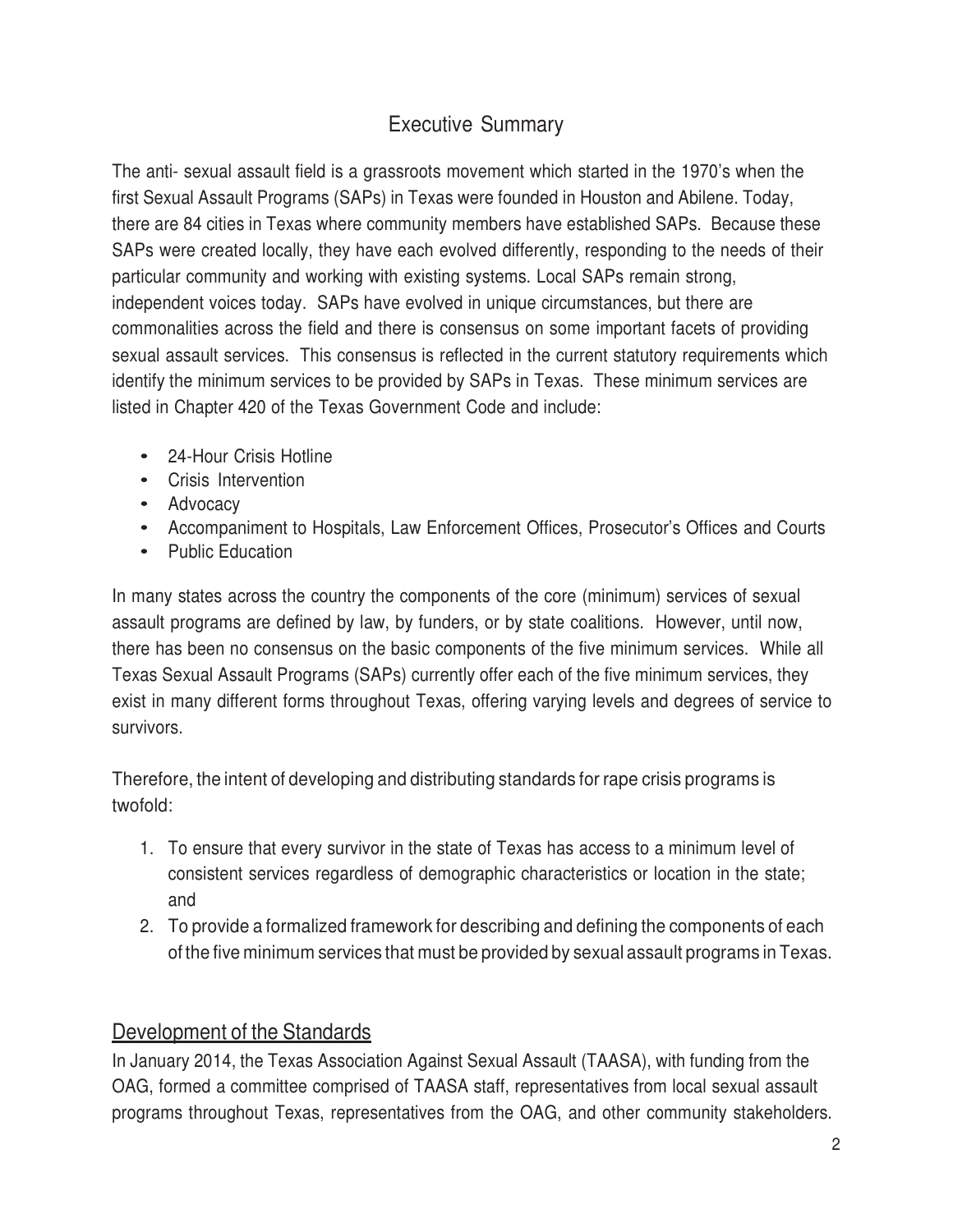# Executive Summary

The anti- sexual assault field is a grassroots movement which started in the 1970's when the first Sexual Assault Programs (SAPs) in Texas were founded in Houston and Abilene. Today, there are 84 cities in Texas where community members have established SAPs. Because these SAPs were created locally, they have each evolved differently, responding to the needs of their particular community and working with existing systems. Local SAPs remain strong, independent voices today. SAPs have evolved in unique circumstances, but there are commonalities across the field and there is consensus on some important facets of providing sexual assault services. This consensus is reflected in the current statutory requirements which identify the minimum services to be provided by SAPs in Texas. These minimum services are listed in Chapter 420 of the Texas Government Code and include:

- 24-Hour Crisis Hotline
- Crisis Intervention
- Advocacy
- Accompaniment to Hospitals, Law Enforcement Offices, Prosecutor's Offices and Courts
- Public Education

In many states across the country the components of the core (minimum) services of sexual assault programs are defined by law, by funders, or by state coalitions. However, until now, there has been no consensus on the basic components of the five minimum services. While all Texas Sexual Assault Programs (SAPs) currently offer each of the five minimum services, they exist in many different forms throughout Texas, offering varying levels and degrees of service to survivors.

Therefore, the intent of developing and distributing standards for rape crisis programs is twofold:

1. To ensure that every survivor in the state of Texas has access to a minimum level of consistent services regardless of demographic characteristics or location in the state; and
2. To provide a formalized framework for describing and defining the components of each of the five minimum services that must be provided by sexual assault programs in Texas.

## Development of the Standards

In January 2014, the Texas Association Against Sexual Assault (TAASA), with funding from the OAG, formed a committee comprised of TAASA staff, representatives from local sexual assault programs throughout Texas, representatives from the OAG, and other community stakeholders.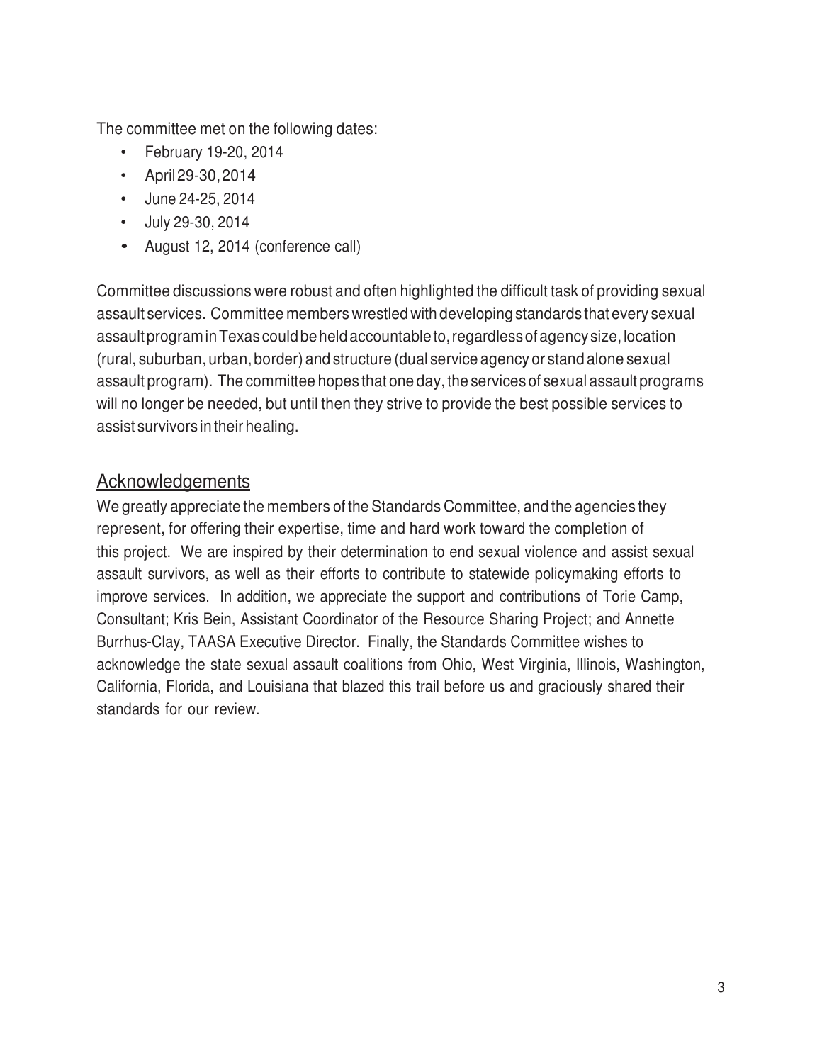The committee met on the following dates:

- February 19-20, 2014
- April 29-30, 2014
- June 24-25, 2014
- July 29-30, 2014
- August 12, 2014 (conference call)

Committee discussions were robust and often highlighted the difficult task of providing sexual assault services. Committee members wrestled with developing standards that every sexual assault program in Texas could be held accountable to, regardless of agency size, location (rural, suburban, urban, border) and structure (dual service agency or stand alone sexual assault program). The committee hopes that one day, the services of sexual assault programs will no longer be needed, but until then they strive to provide the best possible services to assist survivors in their healing.

## Acknowledgements

We greatly appreciate the members of the Standards Committee, and the agencies they represent, for offering their expertise, time and hard work toward the completion of this project. We are inspired by their determination to end sexual violence and assist sexual assault survivors, as well as their efforts to contribute to statewide policymaking efforts to improve services. In addition, we appreciate the support and contributions of Torie Camp, Consultant; Kris Bein, Assistant Coordinator of the Resource Sharing Project; and Annette Burrhus-Clay, TAASA Executive Director. Finally, the Standards Committee wishes to acknowledge the state sexual assault coalitions from Ohio, West Virginia, Illinois, Washington, California, Florida, and Louisiana that blazed this trail before us and graciously shared their standards for our review.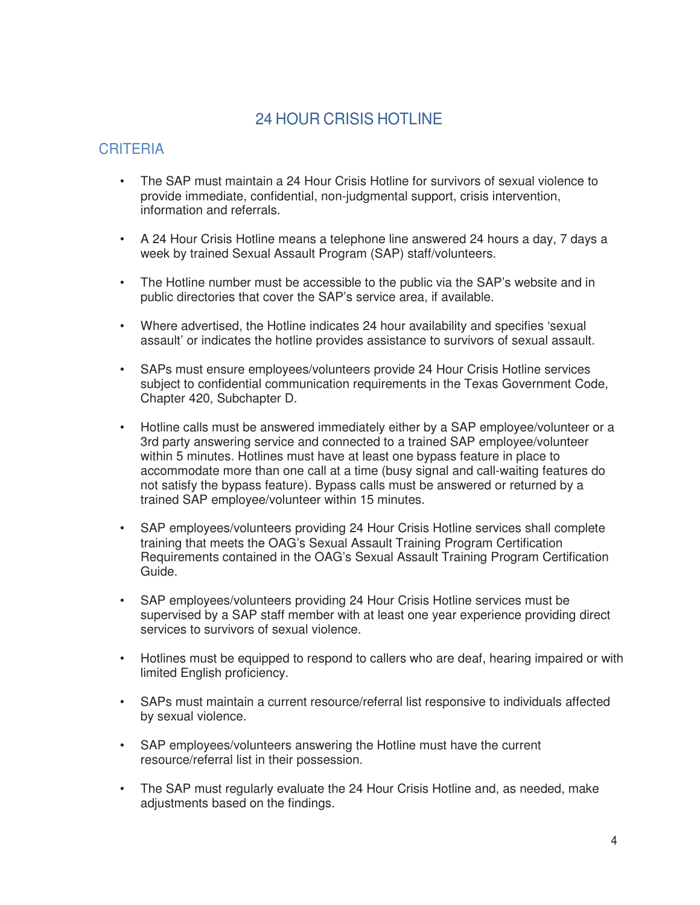# 24 HOUR CRISIS HOTLINE

## CRITERIA

- The SAP must maintain a 24 Hour Crisis Hotline for survivors of sexual violence to provide immediate, confidential, non-judgmental support, crisis intervention, information and referrals.

- A 24 Hour Crisis Hotline means a telephone line answered 24 hours a day, 7 days a week by trained Sexual Assault Program (SAP) staff/volunteers.

- The Hotline number must be accessible to the public via the SAP's website and in public directories that cover the SAP's service area, if available.

- Where advertised, the Hotline indicates 24 hour availability and specifies 'sexual assault' or indicates the hotline provides assistance to survivors of sexual assault.

- SAPs must ensure employees/volunteers provide 24 Hour Crisis Hotline services subject to confidential communication requirements in the Texas Government Code, Chapter 420, Subchapter D.

- Hotline calls must be answered immediately either by a SAP employee/volunteer or a 3rd party answering service and connected to a trained SAP employee/volunteer within 5 minutes. Hotlines must have at least one bypass feature in place to accommodate more than one call at a time (busy signal and call-waiting features do not satisfy the bypass feature). Bypass calls must be answered or returned by a trained SAP employee/volunteer within 15 minutes.

- SAP employees/volunteers providing 24 Hour Crisis Hotline services shall complete training that meets the OAG's Sexual Assault Training Program Certification Requirements contained in the OAG's Sexual Assault Training Program Certification Guide.

- SAP employees/volunteers providing 24 Hour Crisis Hotline services must be supervised by a SAP staff member with at least one year experience providing direct services to survivors of sexual violence.

- Hotlines must be equipped to respond to callers who are deaf, hearing impaired or with limited English proficiency.

- SAPs must maintain a current resource/referral list responsive to individuals affected by sexual violence.

- SAP employees/volunteers answering the Hotline must have the current resource/referral list in their possession.

- The SAP must regularly evaluate the 24 Hour Crisis Hotline and, as needed, make adjustments based on the findings.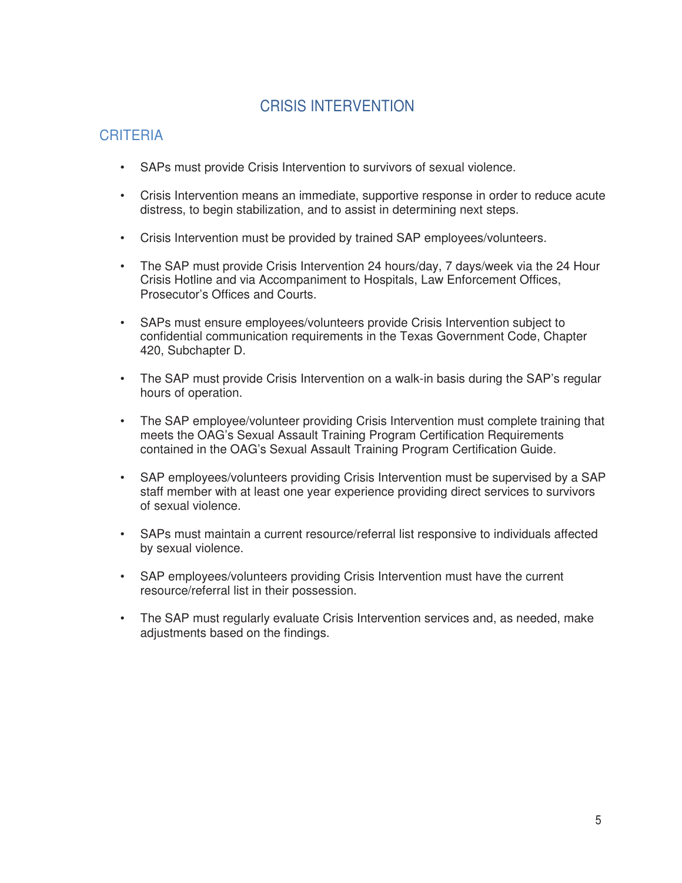# CRISIS INTERVENTION

## CRITERIA

- SAPs must provide Crisis Intervention to survivors of sexual violence.
- Crisis Intervention means an immediate, supportive response in order to reduce acute distress, to begin stabilization, and to assist in determining next steps.
- Crisis Intervention must be provided by trained SAP employees/volunteers.
- The SAP must provide Crisis Intervention 24 hours/day, 7 days/week via the 24 Hour Crisis Hotline and via Accompaniment to Hospitals, Law Enforcement Offices, Prosecutor's Offices and Courts.
- SAPs must ensure employees/volunteers provide Crisis Intervention subject to confidential communication requirements in the Texas Government Code, Chapter 420, Subchapter D.
- The SAP must provide Crisis Intervention on a walk-in basis during the SAP's regular hours of operation.
- The SAP employee/volunteer providing Crisis Intervention must complete training that meets the OAG's Sexual Assault Training Program Certification Requirements contained in the OAG's Sexual Assault Training Program Certification Guide.
- SAP employees/volunteers providing Crisis Intervention must be supervised by a SAP staff member with at least one year experience providing direct services to survivors of sexual violence.
- SAPs must maintain a current resource/referral list responsive to individuals affected by sexual violence.
- SAP employees/volunteers providing Crisis Intervention must have the current resource/referral list in their possession.
- The SAP must regularly evaluate Crisis Intervention services and, as needed, make adjustments based on the findings.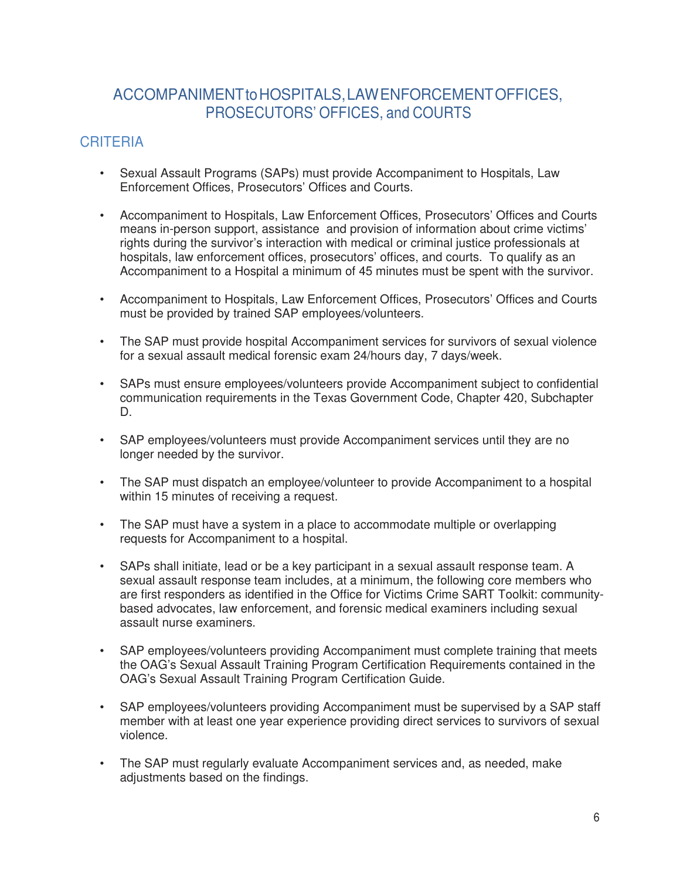## ACCOMPANIMENT to HOSPITALS, LAW ENFORCEMENT OFFICES, PROSECUTORS' OFFICES, and COURTS

### CRITERIA

- Sexual Assault Programs (SAPs) must provide Accompaniment to Hospitals, Law Enforcement Offices, Prosecutors' Offices and Courts.
- Accompaniment to Hospitals, Law Enforcement Offices, Prosecutors' Offices and Courts means in-person support, assistance and provision of information about crime victims' rights during the survivor's interaction with medical or criminal justice professionals at hospitals, law enforcement offices, prosecutors' offices, and courts. To qualify as an Accompaniment to a Hospital a minimum of 45 minutes must be spent with the survivor.
- Accompaniment to Hospitals, Law Enforcement Offices, Prosecutors' Offices and Courts must be provided by trained SAP employees/volunteers.
- The SAP must provide hospital Accompaniment services for survivors of sexual violence for a sexual assault medical forensic exam 24/hours day, 7 days/week.
- SAPs must ensure employees/volunteers provide Accompaniment subject to confidential communication requirements in the Texas Government Code, Chapter 420, Subchapter D.
- SAP employees/volunteers must provide Accompaniment services until they are no longer needed by the survivor.
- The SAP must dispatch an employee/volunteer to provide Accompaniment to a hospital within 15 minutes of receiving a request.
- The SAP must have a system in a place to accommodate multiple or overlapping requests for Accompaniment to a hospital.
- SAPs shall initiate, lead or be a key participant in a sexual assault response team. A sexual assault response team includes, at a minimum, the following core members who are first responders as identified in the Office for Victims Crime SART Toolkit: community-based advocates, law enforcement, and forensic medical examiners including sexual assault nurse examiners.
- SAP employees/volunteers providing Accompaniment must complete training that meets the OAG's Sexual Assault Training Program Certification Requirements contained in the OAG's Sexual Assault Training Program Certification Guide.
- SAP employees/volunteers providing Accompaniment must be supervised by a SAP staff member with at least one year experience providing direct services to survivors of sexual violence.
- The SAP must regularly evaluate Accompaniment services and, as needed, make adjustments based on the findings.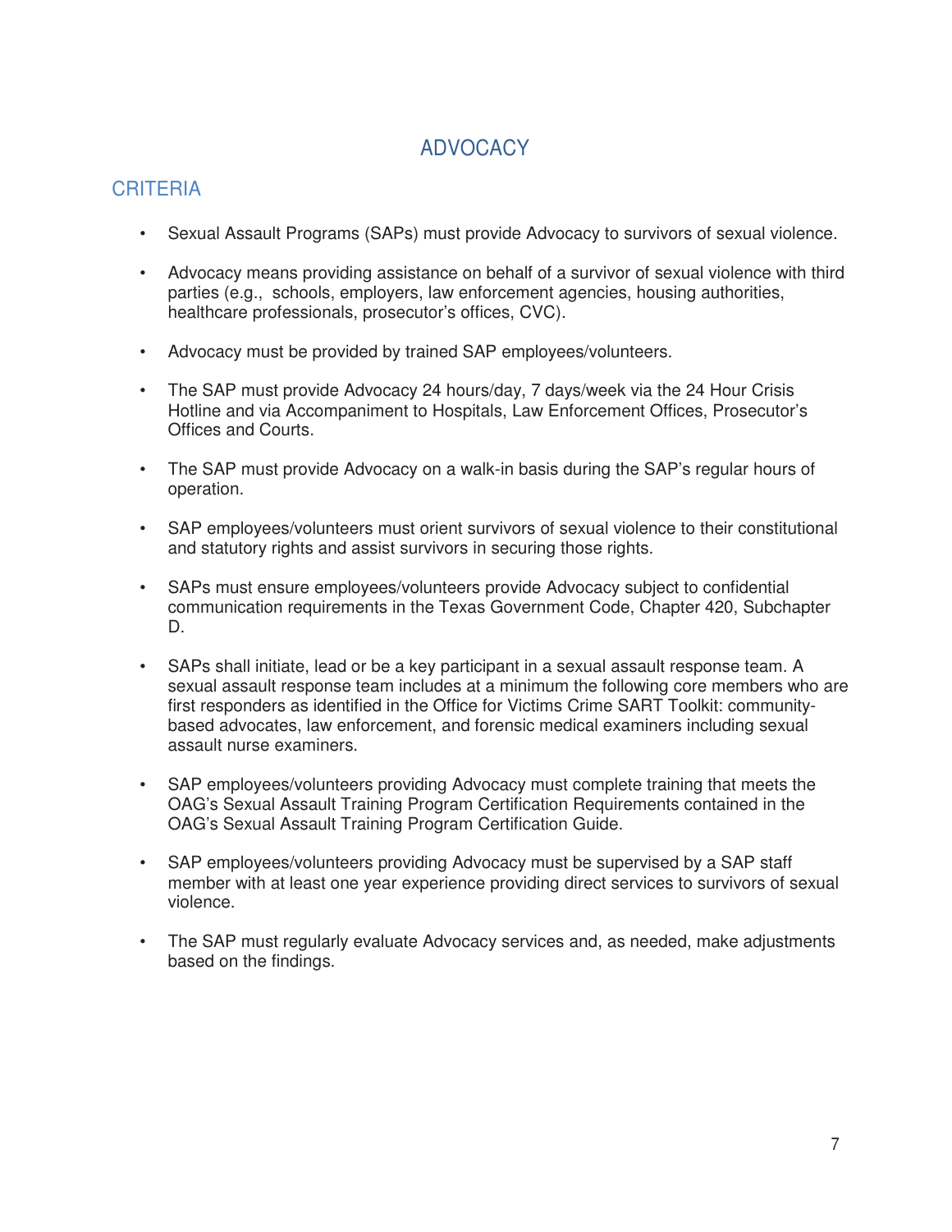# ADVOCACY

## CRITERIA

- Sexual Assault Programs (SAPs) must provide Advocacy to survivors of sexual violence.
- Advocacy means providing assistance on behalf of a survivor of sexual violence with third parties (e.g., schools, employers, law enforcement agencies, housing authorities, healthcare professionals, prosecutor's offices, CVC).
- Advocacy must be provided by trained SAP employees/volunteers.
- The SAP must provide Advocacy 24 hours/day, 7 days/week via the 24 Hour Crisis Hotline and via Accompaniment to Hospitals, Law Enforcement Offices, Prosecutor's Offices and Courts.
- The SAP must provide Advocacy on a walk-in basis during the SAP's regular hours of operation.
- SAP employees/volunteers must orient survivors of sexual violence to their constitutional and statutory rights and assist survivors in securing those rights.
- SAPs must ensure employees/volunteers provide Advocacy subject to confidential communication requirements in the Texas Government Code, Chapter 420, Subchapter D.
- SAPs shall initiate, lead or be a key participant in a sexual assault response team. A sexual assault response team includes at a minimum the following core members who are first responders as identified in the Office for Victims Crime SART Toolkit: community-based advocates, law enforcement, and forensic medical examiners including sexual assault nurse examiners.
- SAP employees/volunteers providing Advocacy must complete training that meets the OAG's Sexual Assault Training Program Certification Requirements contained in the OAG's Sexual Assault Training Program Certification Guide.
- SAP employees/volunteers providing Advocacy must be supervised by a SAP staff member with at least one year experience providing direct services to survivors of sexual violence.
- The SAP must regularly evaluate Advocacy services and, as needed, make adjustments based on the findings.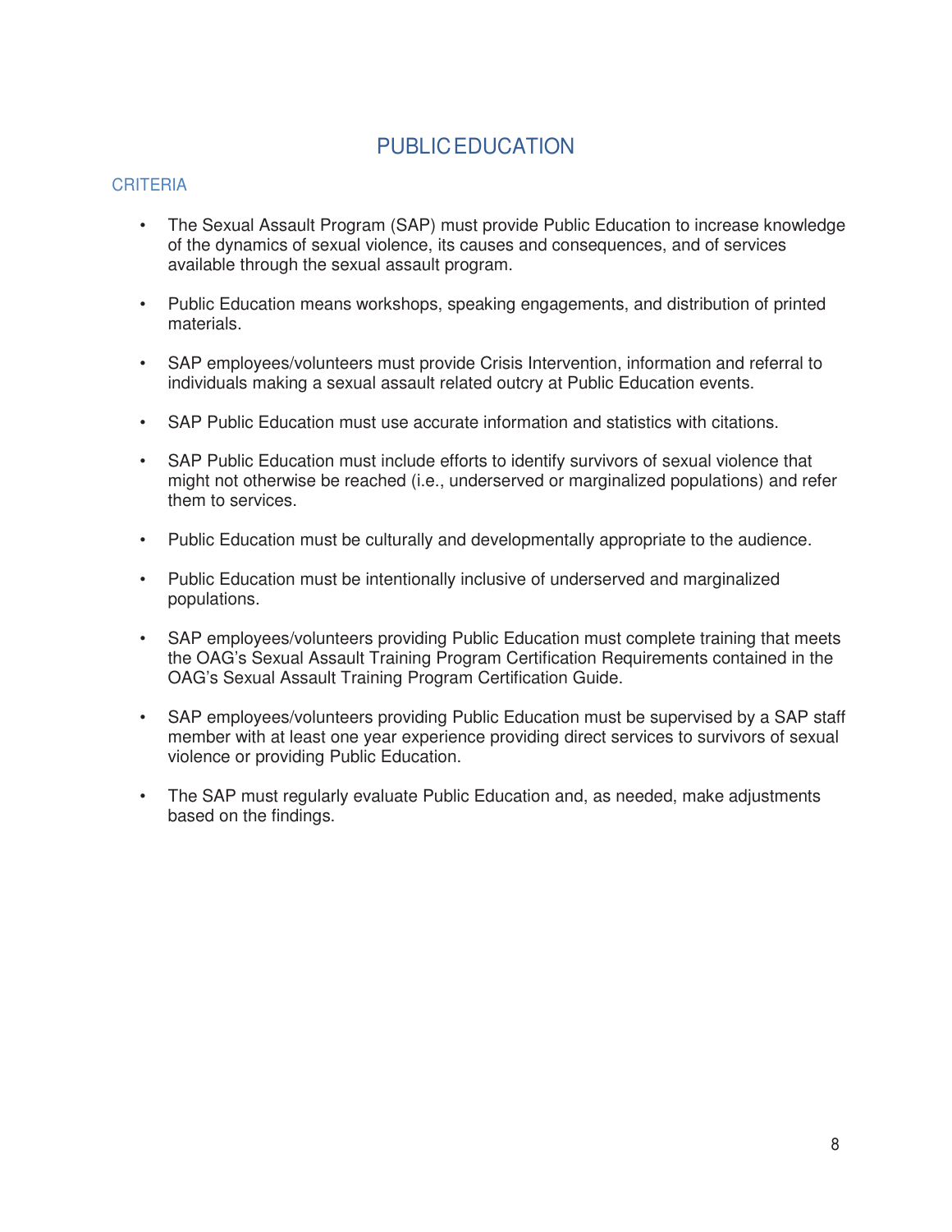# PUBLIC EDUCATION

## CRITERIA

- The Sexual Assault Program (SAP) must provide Public Education to increase knowledge of the dynamics of sexual violence, its causes and consequences, and of services available through the sexual assault program.

- Public Education means workshops, speaking engagements, and distribution of printed materials.

- SAP employees/volunteers must provide Crisis Intervention, information and referral to individuals making a sexual assault related outcry at Public Education events.

- SAP Public Education must use accurate information and statistics with citations.

- SAP Public Education must include efforts to identify survivors of sexual violence that might not otherwise be reached (i.e., underserved or marginalized populations) and refer them to services.

- Public Education must be culturally and developmentally appropriate to the audience.

- Public Education must be intentionally inclusive of underserved and marginalized populations.

- SAP employees/volunteers providing Public Education must complete training that meets the OAG's Sexual Assault Training Program Certification Requirements contained in the OAG's Sexual Assault Training Program Certification Guide.

- SAP employees/volunteers providing Public Education must be supervised by a SAP staff member with at least one year experience providing direct services to survivors of sexual violence or providing Public Education.

- The SAP must regularly evaluate Public Education and, as needed, make adjustments based on the findings.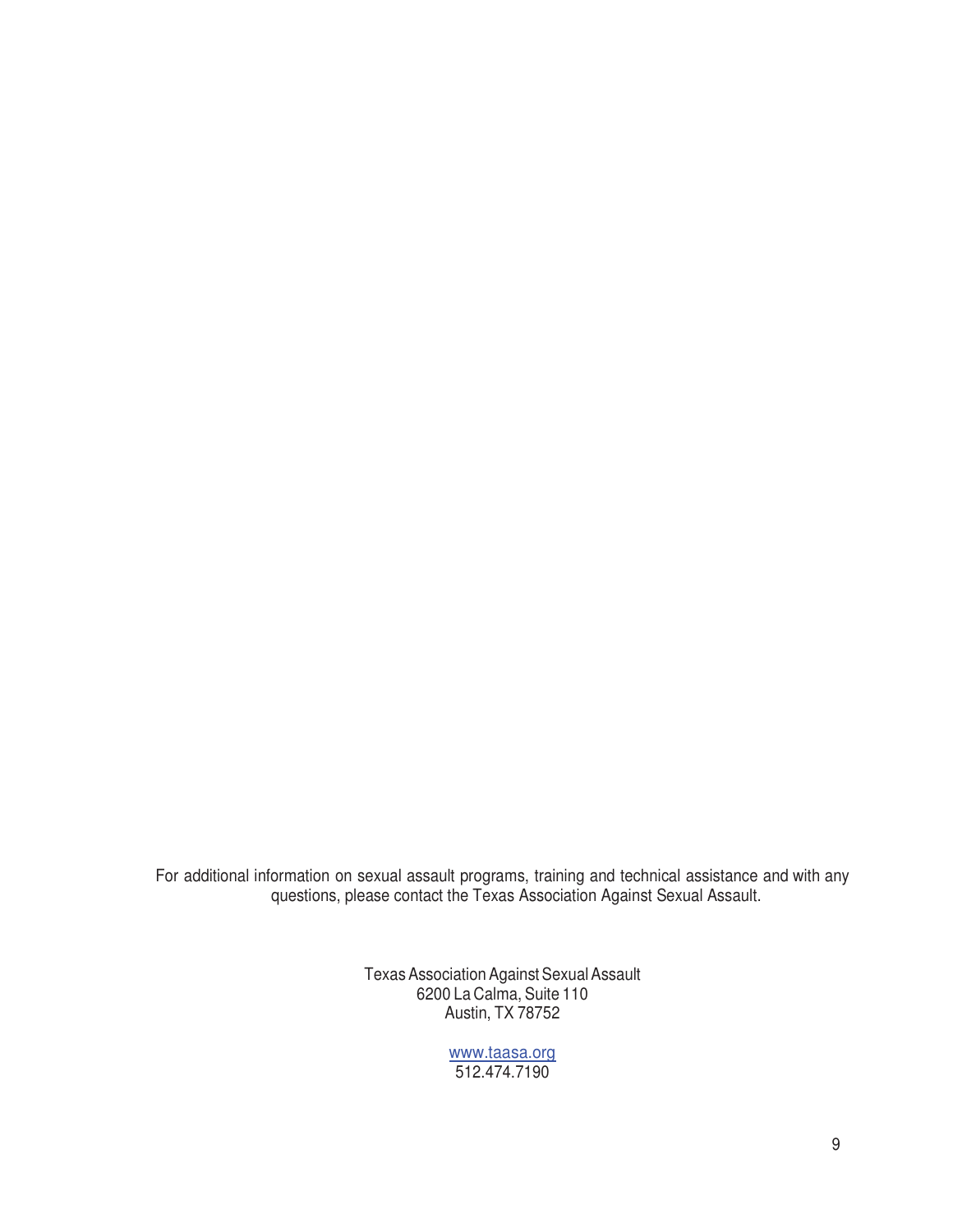For additional information on sexual assault programs, training and technical assistance and with any questions, please contact the Texas Association Against Sexual Assault.

Texas Association Against Sexual Assault
6200 La Calma, Suite 110
Austin, TX 78752

www.taasa.org
512.474.7190